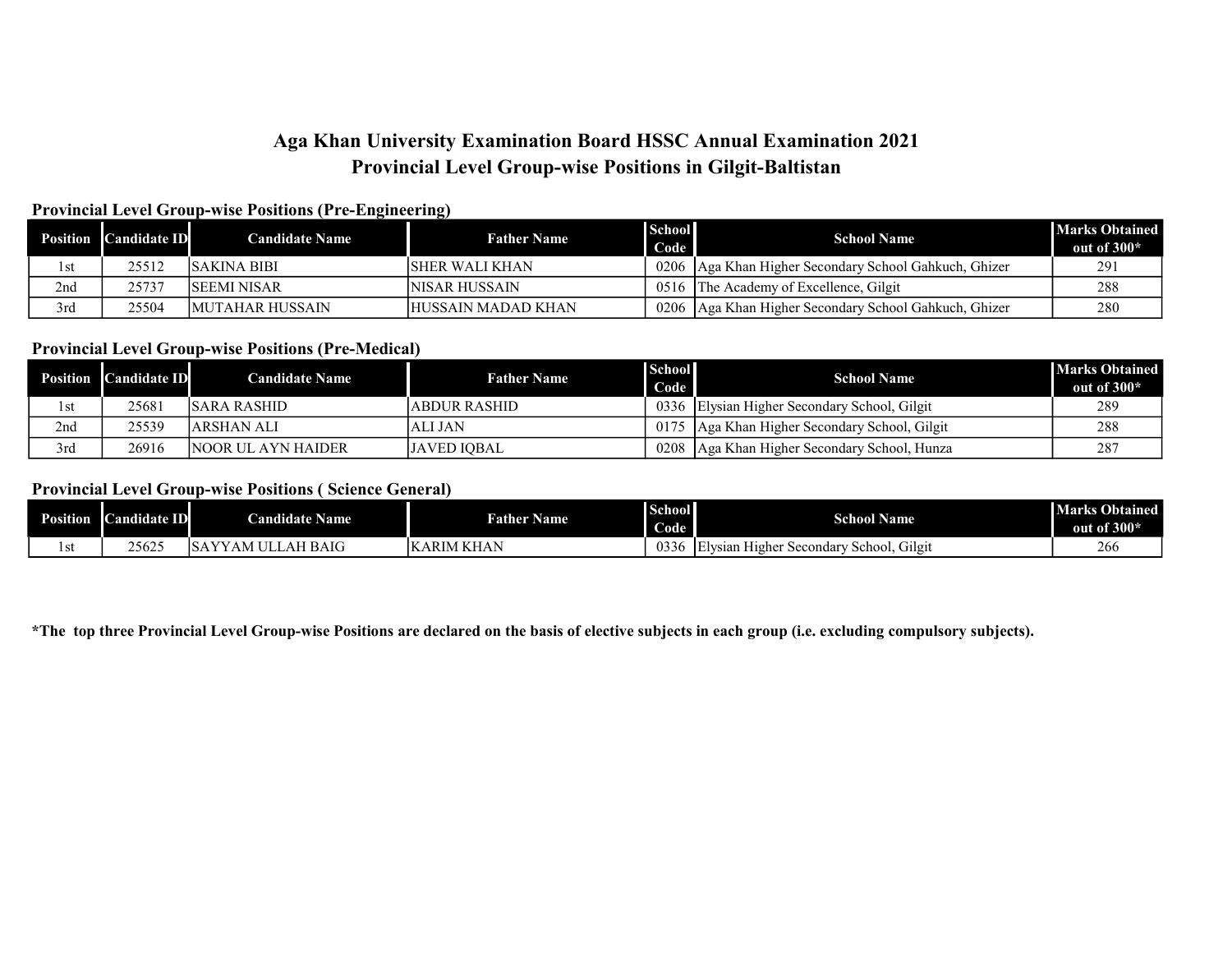# Aga Khan University Examination Board HSSC Annual Examination 2021
## Provincial Level Group-wise Positions in Gilgit-Baltistan

### Provincial Level Group-wise Positions (Pre-Engineering)

| Position | Candidate ID | Candidate Name | Father Name | School Code | School Name | Marks Obtained out of 300* |
|---|---|---|---|---|---|---|
| 1st | 25512 | SAKINA BIBI | SHER WALI KHAN | 0206 | Aga Khan Higher Secondary School Gahkuch, Ghizer | 291 |
| 2nd | 25737 | SEEMI NISAR | NISAR HUSSAIN | 0516 | The Academy of Excellence, Gilgit | 288 |
| 3rd | 25504 | MUTAHAR HUSSAIN | HUSSAIN MADAD KHAN | 0206 | Aga Khan Higher Secondary School Gahkuch, Ghizer | 280 |

### Provincial Level Group-wise Positions (Pre-Medical)

| Position | Candidate ID | Candidate Name | Father Name | School Code | School Name | Marks Obtained out of 300* |
|---|---|---|---|---|---|---|
| 1st | 25681 | SARA RASHID | ABDUR RASHID | 0336 | Elysian Higher Secondary School, Gilgit | 289 |
| 2nd | 25539 | ARSHAN ALI | ALI JAN | 0175 | Aga Khan Higher Secondary School, Gilgit | 288 |
| 3rd | 26916 | NOOR UL AYN HAIDER | JAVED IQBAL | 0208 | Aga Khan Higher Secondary School, Hunza | 287 |

### Provincial Level Group-wise Positions ( Science General)

| Position | Candidate ID | Candidate Name | Father Name | School Code | School Name | Marks Obtained out of 300* |
|---|---|---|---|---|---|---|
| 1st | 25625 | SAYYAM ULLAH BAIG | KARIM KHAN | 0336 | Elysian Higher Secondary School, Gilgit | 266 |

**\*The top three Provincial Level Group-wise Positions are declared on the basis of elective subjects in each group (i.e. excluding compulsory subjects).**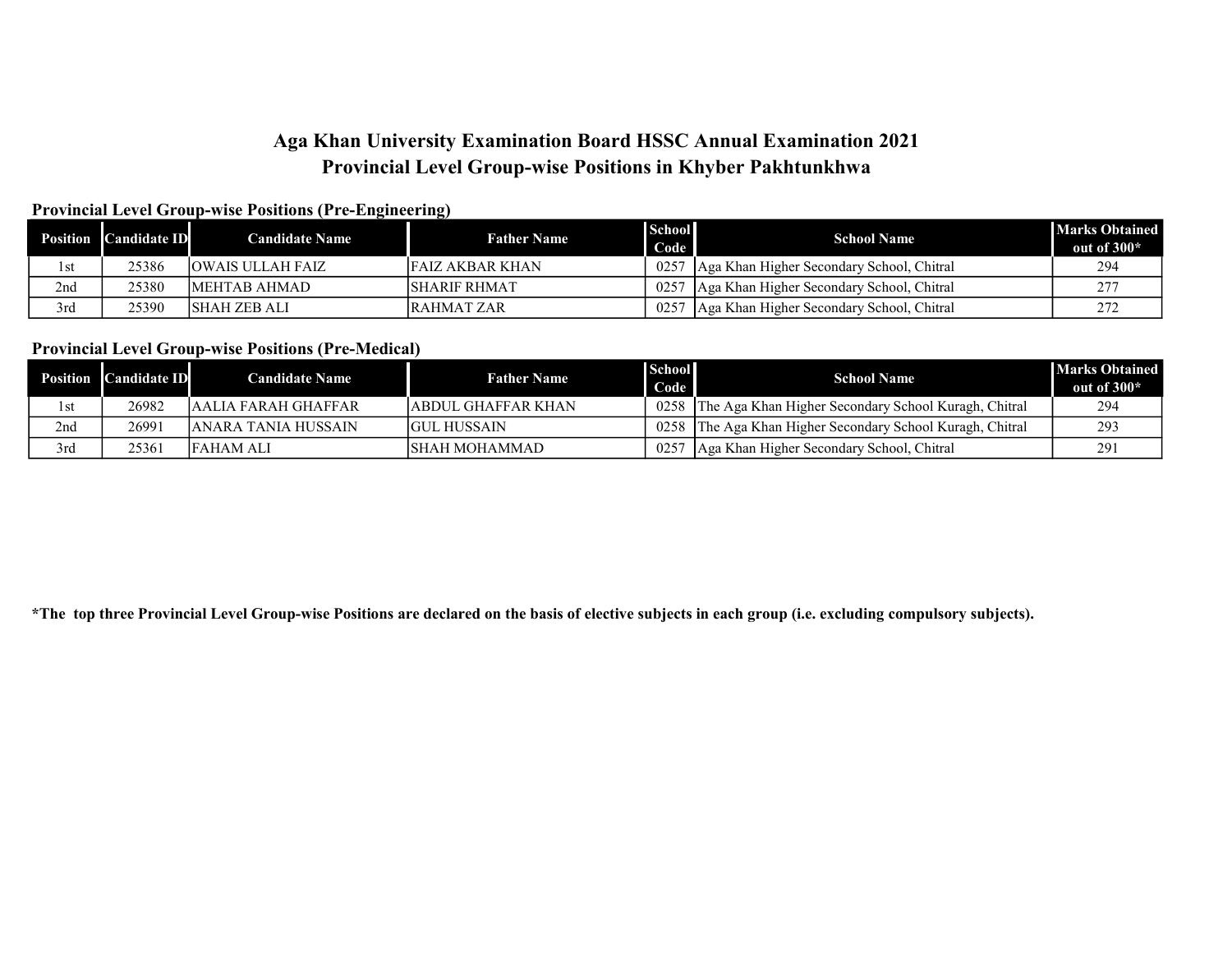# Aga Khan University Examination Board HSSC Annual Examination 2021
# Provincial Level Group-wise Positions in Khyber Pakhtunkhwa

### Provincial Level Group-wise Positions (Pre-Engineering)

| Position | Candidate ID | Candidate Name | Father Name | School Code | School Name | Marks Obtained out of 300* |
|---|---|---|---|---|---|---|
| 1st | 25386 | OWAIS ULLAH FAIZ | FAIZ AKBAR KHAN | 0257 | Aga Khan Higher Secondary School, Chitral | 294 |
| 2nd | 25380 | MEHTAB AHMAD | SHARIF RHMAT | 0257 | Aga Khan Higher Secondary School, Chitral | 277 |
| 3rd | 25390 | SHAH ZEB ALI | RAHMAT ZAR | 0257 | Aga Khan Higher Secondary School, Chitral | 272 |

### Provincial Level Group-wise Positions (Pre-Medical)

| Position | Candidate ID | Candidate Name | Father Name | School Code | School Name | Marks Obtained out of 300* |
|---|---|---|---|---|---|---|
| 1st | 26982 | AALIA FARAH GHAFFAR | ABDUL GHAFFAR KHAN | 0258 | The Aga Khan Higher Secondary School Kuragh, Chitral | 294 |
| 2nd | 26991 | ANARA TANIA HUSSAIN | GUL HUSSAIN | 0258 | The Aga Khan Higher Secondary School Kuragh, Chitral | 293 |
| 3rd | 25361 | FAHAM ALI | SHAH MOHAMMAD | 0257 | Aga Khan Higher Secondary School, Chitral | 291 |

**\*The top three Provincial Level Group-wise Positions are declared on the basis of elective subjects in each group (i.e. excluding compulsory subjects).**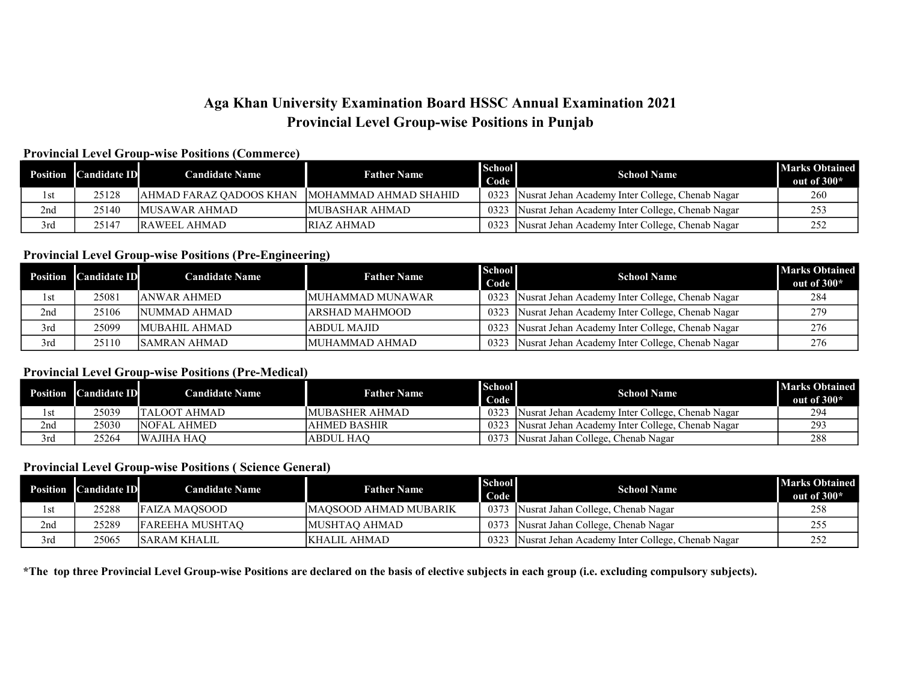# Aga Khan University Examination Board HSSC Annual Examination 2021
# Provincial Level Group-wise Positions in Punjab

### Provincial Level Group-wise Positions (Commerce)

| Position | Candidate ID | Candidate Name | Father Name | School Code | School Name | Marks Obtained out of 300* |
|---|---|---|---|---|---|---|
| 1st | 25128 | AHMAD FARAZ QADOOS KHAN | MOHAMMAD AHMAD SHAHID | 0323 | Nusrat Jehan Academy Inter College, Chenab Nagar | 260 |
| 2nd | 25140 | MUSAWAR AHMAD | MUBASHAR AHMAD | 0323 | Nusrat Jehan Academy Inter College, Chenab Nagar | 253 |
| 3rd | 25147 | RAWEEL AHMAD | RIAZ AHMAD | 0323 | Nusrat Jehan Academy Inter College, Chenab Nagar | 252 |

### Provincial Level Group-wise Positions (Pre-Engineering)

| Position | Candidate ID | Candidate Name | Father Name | School Code | School Name | Marks Obtained out of 300* |
|---|---|---|---|---|---|---|
| 1st | 25081 | ANWAR AHMED | MUHAMMAD MUNAWAR | 0323 | Nusrat Jehan Academy Inter College, Chenab Nagar | 284 |
| 2nd | 25106 | NUMMAD AHMAD | ARSHAD MAHMOOD | 0323 | Nusrat Jehan Academy Inter College, Chenab Nagar | 279 |
| 3rd | 25099 | MUBAHIL AHMAD | ABDUL MAJID | 0323 | Nusrat Jehan Academy Inter College, Chenab Nagar | 276 |
| 3rd | 25110 | SAMRAN AHMAD | MUHAMMAD AHMAD | 0323 | Nusrat Jehan Academy Inter College, Chenab Nagar | 276 |

### Provincial Level Group-wise Positions (Pre-Medical)

| Position | Candidate ID | Candidate Name | Father Name | School Code | School Name | Marks Obtained out of 300* |
|---|---|---|---|---|---|---|
| 1st | 25039 | TALOOT AHMAD | MUBASHER AHMAD | 0323 | Nusrat Jehan Academy Inter College, Chenab Nagar | 294 |
| 2nd | 25030 | NOFAL AHMED | AHMED BASHIR | 0323 | Nusrat Jehan Academy Inter College, Chenab Nagar | 293 |
| 3rd | 25264 | WAJIHA HAQ | ABDUL HAQ | 0373 | Nusrat Jahan College, Chenab Nagar | 288 |

### Provincial Level Group-wise Positions ( Science General)

| Position | Candidate ID | Candidate Name | Father Name | School Code | School Name | Marks Obtained out of 300* |
|---|---|---|---|---|---|---|
| 1st | 25288 | FAIZA MAQSOOD | MAQSOOD AHMAD MUBARIK | 0373 | Nusrat Jahan College, Chenab Nagar | 258 |
| 2nd | 25289 | FAREEHA MUSHTAQ | MUSHTAQ AHMAD | 0373 | Nusrat Jahan College, Chenab Nagar | 255 |
| 3rd | 25065 | SARAM KHALIL | KHALIL AHMAD | 0323 | Nusrat Jehan Academy Inter College, Chenab Nagar | 252 |

**\*The top three Provincial Level Group-wise Positions are declared on the basis of elective subjects in each group (i.e. excluding compulsory subjects).**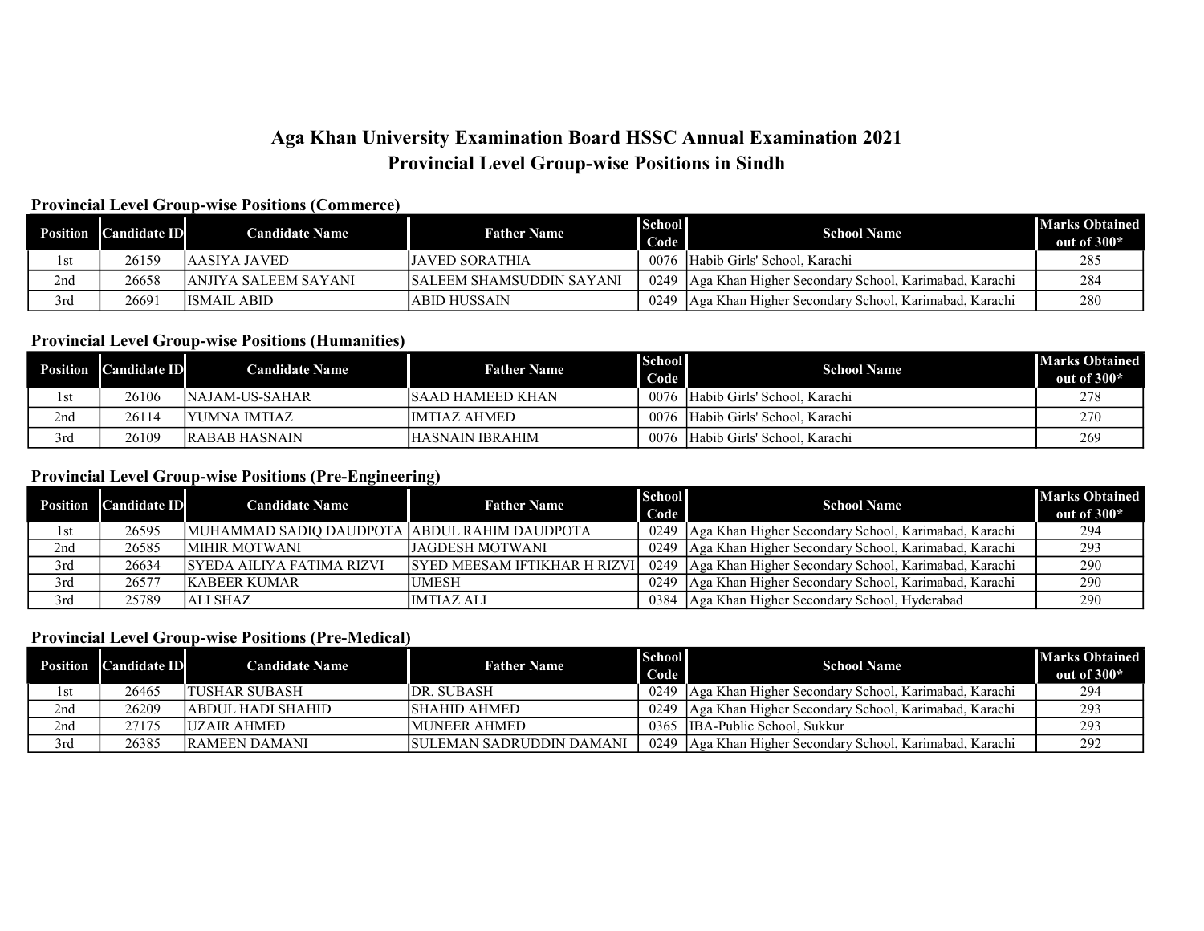# Aga Khan University Examination Board HSSC Annual Examination 2021
# Provincial Level Group-wise Positions in Sindh

### Provincial Level Group-wise Positions (Commerce)

| Position | Candidate ID | Candidate Name | Father Name | School Code | School Name | Marks Obtained out of 300* |
|---|---|---|---|---|---|---|
| 1st | 26159 | AASIYA JAVED | JAVED SORATHIA | 0076 | Habib Girls' School, Karachi | 285 |
| 2nd | 26658 | ANJIYA SALEEM SAYANI | SALEEM SHAMSUDDIN SAYANI | 0249 | Aga Khan Higher Secondary School, Karimabad, Karachi | 284 |
| 3rd | 26691 | ISMAIL ABID | ABID HUSSAIN | 0249 | Aga Khan Higher Secondary School, Karimabad, Karachi | 280 |

### Provincial Level Group-wise Positions (Humanities)

| Position | Candidate ID | Candidate Name | Father Name | School Code | School Name | Marks Obtained out of 300* |
|---|---|---|---|---|---|---|
| 1st | 26106 | NAJAM-US-SAHAR | SAAD HAMEED KHAN | 0076 | Habib Girls' School, Karachi | 278 |
| 2nd | 26114 | YUMNA IMTIAZ | IMTIAZ AHMED | 0076 | Habib Girls' School, Karachi | 270 |
| 3rd | 26109 | RABAB HASNAIN | HASNAIN IBRAHIM | 0076 | Habib Girls' School, Karachi | 269 |

### Provincial Level Group-wise Positions (Pre-Engineering)

| Position | Candidate ID | Candidate Name | Father Name | School Code | School Name | Marks Obtained out of 300* |
|---|---|---|---|---|---|---|
| 1st | 26595 | MUHAMMAD SADIQ DAUDPOTA | ABDUL RAHIM DAUDPOTA | 0249 | Aga Khan Higher Secondary School, Karimabad, Karachi | 294 |
| 2nd | 26585 | MIHIR MOTWANI | JAGDESH MOTWANI | 0249 | Aga Khan Higher Secondary School, Karimabad, Karachi | 293 |
| 3rd | 26634 | SYEDA AILIYA FATIMA RIZVI | SYED MEESAM IFTIKHAR H RIZVI | 0249 | Aga Khan Higher Secondary School, Karimabad, Karachi | 290 |
| 3rd | 26577 | KABEER KUMAR | UMESH | 0249 | Aga Khan Higher Secondary School, Karimabad, Karachi | 290 |
| 3rd | 25789 | ALI SHAZ | IMTIAZ ALI | 0384 | Aga Khan Higher Secondary School, Hyderabad | 290 |

### Provincial Level Group-wise Positions (Pre-Medical)

| Position | Candidate ID | Candidate Name | Father Name | School Code | School Name | Marks Obtained out of 300* |
|---|---|---|---|---|---|---|
| 1st | 26465 | TUSHAR SUBASH | DR. SUBASH | 0249 | Aga Khan Higher Secondary School, Karimabad, Karachi | 294 |
| 2nd | 26209 | ABDUL HADI SHAHID | SHAHID AHMED | 0249 | Aga Khan Higher Secondary School, Karimabad, Karachi | 293 |
| 2nd | 27175 | UZAIR AHMED | MUNEER AHMED | 0365 | IBA-Public School, Sukkur | 293 |
| 3rd | 26385 | RAMEEN DAMANI | SULEMAN SADRUDDIN DAMANI | 0249 | Aga Khan Higher Secondary School, Karimabad, Karachi | 292 |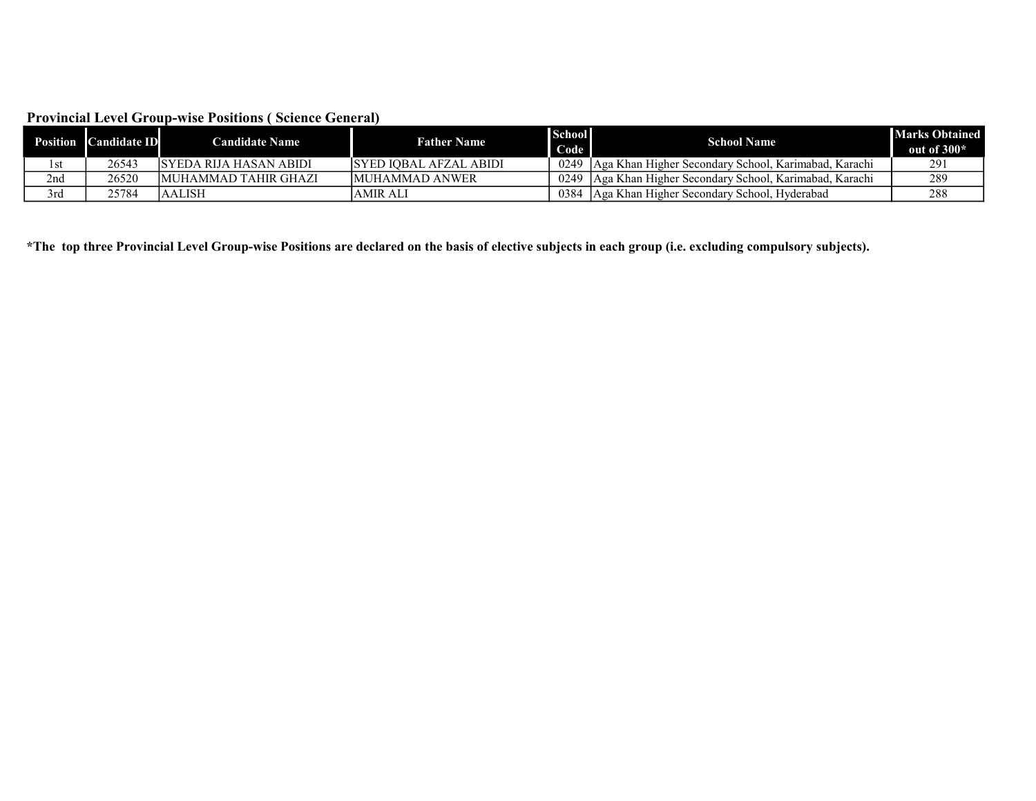**Provincial Level Group-wise Positions ( Science General)**

| Position | Candidate ID | Candidate Name | Father Name | School Code | School Name | Marks Obtained out of 300* |
|---|---|---|---|---|---|---|
| 1st | 26543 | SYEDA RIJA HASAN ABIDI | SYED IQBAL AFZAL ABIDI | 0249 | Aga Khan Higher Secondary School, Karimabad, Karachi | 291 |
| 2nd | 26520 | MUHAMMAD TAHIR GHAZI | MUHAMMAD ANWER | 0249 | Aga Khan Higher Secondary School, Karimabad, Karachi | 289 |
| 3rd | 25784 | AALISH | AMIR ALI | 0384 | Aga Khan Higher Secondary School, Hyderabad | 288 |

**\*The top three Provincial Level Group-wise Positions are declared on the basis of elective subjects in each group (i.e. excluding compulsory subjects).**